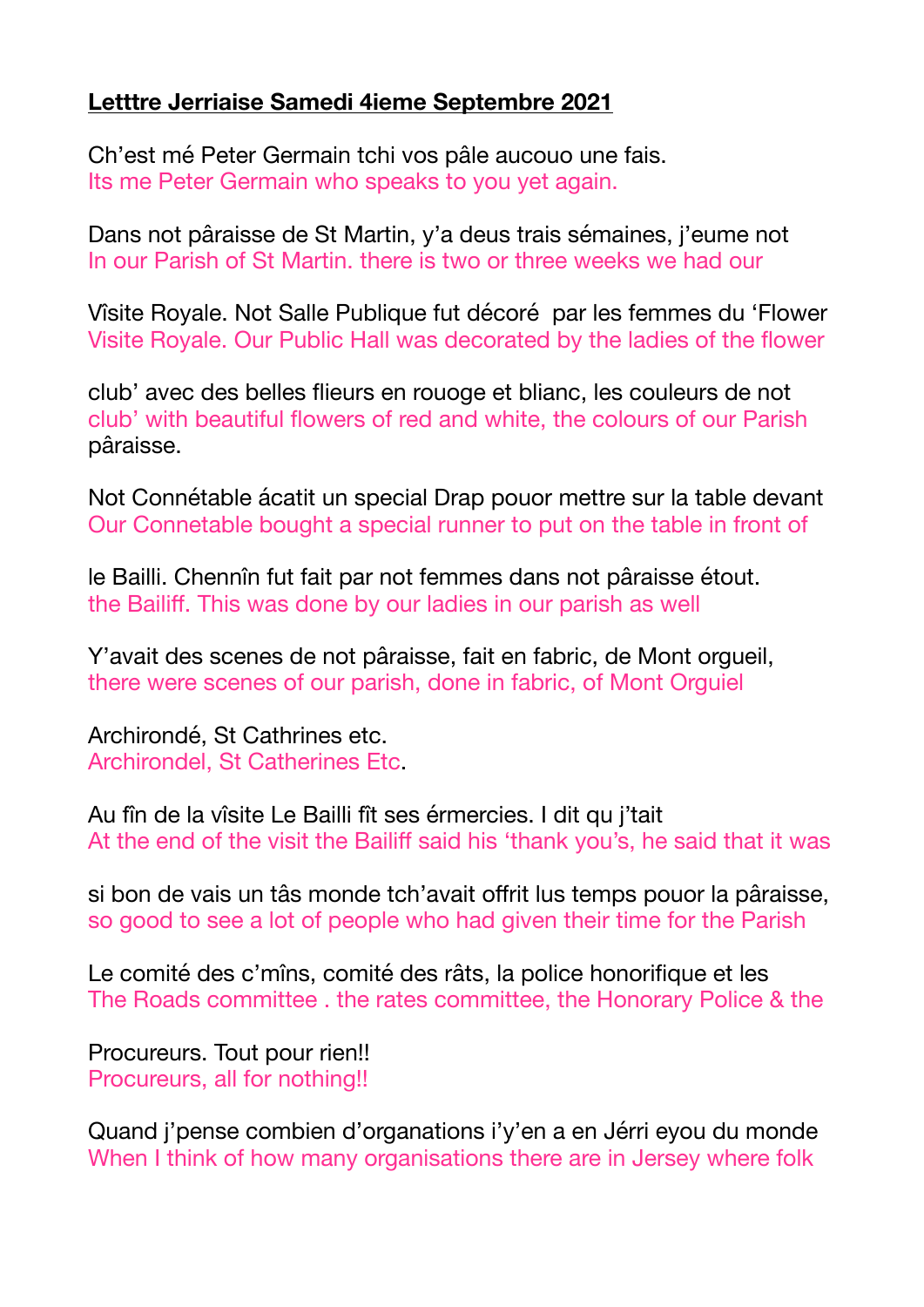**Letttre Jerriaise Samedi 4ieme Septembre 2021**

Ch'est mé Peter Germain tchi vos pâle aucouo une fais.
Its me Peter Germain who speaks to you yet again.

Dans not pâraisse de St Martin, y'a deus trais sémaines, j'eume not
In our Parish of St Martin. there is two or three weeks we had our

Vîsite Royale. Not Salle Publique fut décoré par les femmes du 'Flower
Visite Royale. Our Public Hall was decorated by the ladies of the flower

club' avec des belles flieurs en rouoge et blianc, les couleurs de not pâraisse.
club' with beautiful flowers of red and white, the colours of our Parish

Not Connétable ácatit un special Drap pouor mettre sur la table devant
Our Connetable bought a special runner to put on the table in front of

le Bailli. Chennîn fut fait par not femmes dans not pâraisse étout.
the Bailiff. This was done by our ladies in our parish as well

Y'avait des scenes de not pâraisse, fait en fabric, de Mont orgueil,
there were scenes of our parish, done in fabric, of Mont Orguiel

Archirondé, St Cathrines etc.
Archirondel, St Catherines Etc.

Au fîn de la vîsite Le Bailli fît ses érmercies. I dit qu j'tait
At the end of the visit the Bailiff said his 'thank you's, he said that it was

si bon de vais un tâs monde tch'avait offrit lus temps pouor la pâraisse,
so good to see a lot of people who had given their time for the Parish

Le comité des c'mîns, comité des râts, la police honorifique et les
The Roads committee . the rates committee, the Honorary Police & the

Procureurs. Tout pour rien!!
Procureurs, all for nothing!!

Quand j'pense combien d'organations i'y'en a en Jérri eyou du monde
When I think of how many organisations there are in Jersey where folk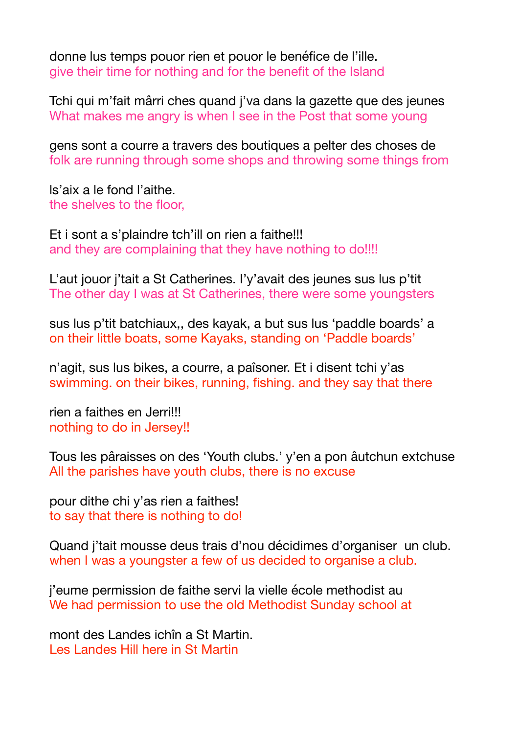donne lus temps pouor rien et pouor le benéfice de l’ille.
give their time for nothing and for the benefit of the Island

Tchi qui m’fait mârri ches quand j’va dans la gazette que des jeunes
What makes me angry is when I see in the Post that some young

gens sont a courre a travers des boutiques a pelter des choses de
folk are running through some shops and throwing some things from

ls’aix a le fond l’aithe.
the shelves to the floor,

Et i sont a s’plaindre tch’ill on rien a faithe!!!
and they are complaining that they have nothing to do!!!!

L’aut jouor j’tait a St Catherines. I’y’avait des jeunes sus lus p’tit
The other day I was at St Catherines, there were some youngsters

sus lus p’tit batchiaux,, des kayak, a but sus lus ‘paddle boards’ a
on their little boats, some Kayaks, standing on ‘Paddle boards’

n’agit, sus lus bikes, a courre, a païsoner. Et i disent tchi y’as
swimming. on their bikes, running, fishing. and they say that there

rien a faithes en Jerri!!!
nothing to do in Jersey!!

Tous les pâraisses on des ‘Youth clubs.’ y’en a pon âutchun extchuse
All the parishes have youth clubs, there is no excuse

pour dithe chi y’as rien a faithes!
to say that there is nothing to do!

Quand j’tait mousse deus trais d’nou décidimes d’organiser un club.
when I was a youngster a few of us decided to organise a club.

j’eume permission de faithe servi la vielle école methodist au
We had permission to use the old Methodist Sunday school at

mont des Landes ichîn a St Martin.
Les Landes Hill here in St Martin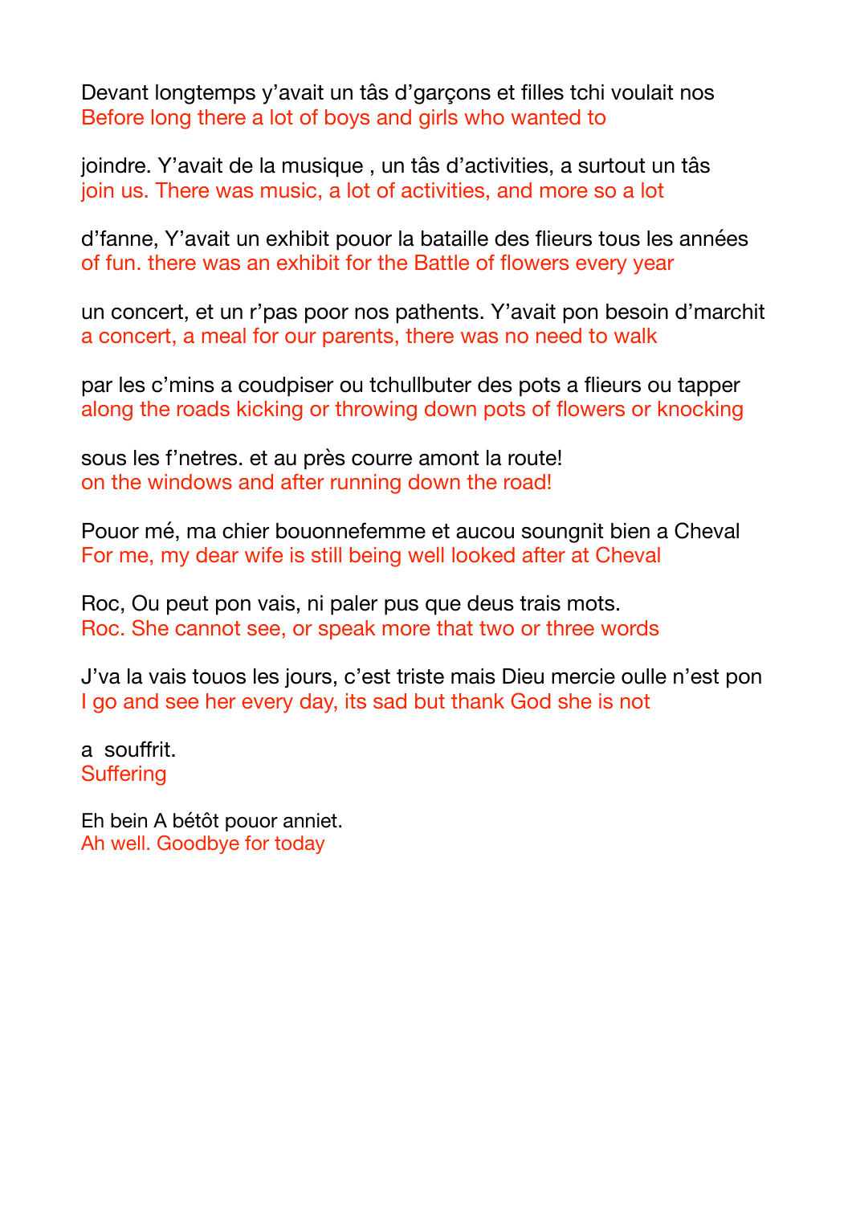Devant longtemps y'avait un tâs d'garçons et filles tchi voulait nos
Before long there a lot of boys and girls who wanted to

joindre. Y'avait de la musique , un tâs d'activities, a surtout un tâs
join us. There was music, a lot of activities, and more so a lot

d'fanne, Y'avait un exhibit pouor la bataille des flieurs tous les années
of fun. there was an exhibit for the Battle of flowers every year

un concert, et un r'pas poor nos pathents. Y'avait pon besoin d'marchit
a concert, a meal for our parents, there was no need to walk

par les c'mins a coudpiser ou tchullbuter des pots a flieurs ou tapper
along the roads kicking or throwing down pots of flowers or knocking

sous les f'netres. et au près courre amont la route!
on the windows and after running down the road!

Pouor mé, ma chier bouonnefemme et aucou soungnit bien a Cheval
For me, my dear wife is still being well looked after at Cheval

Roc, Ou peut pon vais, ni paler pus que deus trais mots.
Roc. She cannot see, or speak more that two or three words

J'va la vais touos les jours, c'est triste mais Dieu mercie oulle n'est pon
I go and see her every day, its sad but thank God she is not

a souffrit.
Suffering

Eh bein A bétôt pouor anniet.
Ah well. Goodbye for today